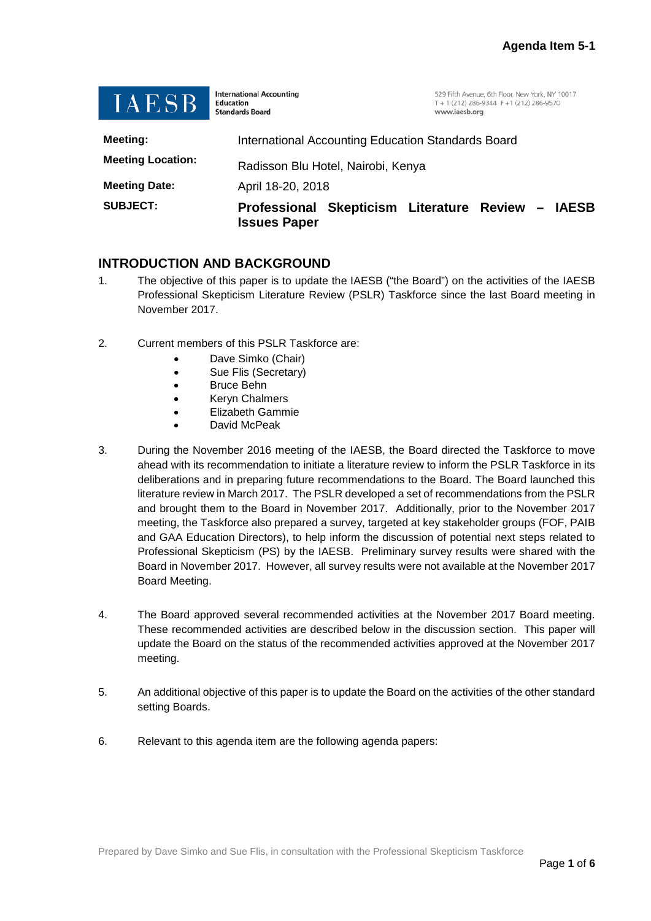**Agenda Item 5-1**

**IAESB** International Accounting Education Standards Board

529 Fifth Avenue, 6th Floor, New York, NY 10017
T + 1 (212) 286-9344 F +1 (212) 286-9570
www.iaesb.org

| | |
|---|---|
| **Meeting:** | International Accounting Education Standards Board |
| **Meeting Location:** | Radisson Blu Hotel, Nairobi, Kenya |
| **Meeting Date:** | April 18-20, 2018 |
| **SUBJECT:** | **Professional Skepticism Literature Review – IAESB Issues Paper** |

## INTRODUCTION AND BACKGROUND

1. The objective of this paper is to update the IAESB ("the Board") on the activities of the IAESB Professional Skepticism Literature Review (PSLR) Taskforce since the last Board meeting in November 2017.

2. Current members of this PSLR Taskforce are:
   - Dave Simko (Chair)
   - Sue Flis (Secretary)
   - Bruce Behn
   - Keryn Chalmers
   - Elizabeth Gammie
   - David McPeak

3. During the November 2016 meeting of the IAESB, the Board directed the Taskforce to move ahead with its recommendation to initiate a literature review to inform the PSLR Taskforce in its deliberations and in preparing future recommendations to the Board. The Board launched this literature review in March 2017. The PSLR developed a set of recommendations from the PSLR and brought them to the Board in November 2017. Additionally, prior to the November 2017 meeting, the Taskforce also prepared a survey, targeted at key stakeholder groups (FOF, PAIB and GAA Education Directors), to help inform the discussion of potential next steps related to Professional Skepticism (PS) by the IAESB. Preliminary survey results were shared with the Board in November 2017. However, all survey results were not available at the November 2017 Board Meeting.

4. The Board approved several recommended activities at the November 2017 Board meeting. These recommended activities are described below in the discussion section. This paper will update the Board on the status of the recommended activities approved at the November 2017 meeting.

5. An additional objective of this paper is to update the Board on the activities of the other standard setting Boards.

6. Relevant to this agenda item are the following agenda papers:

Prepared by Dave Simko and Sue Flis, in consultation with the Professional Skepticism Taskforce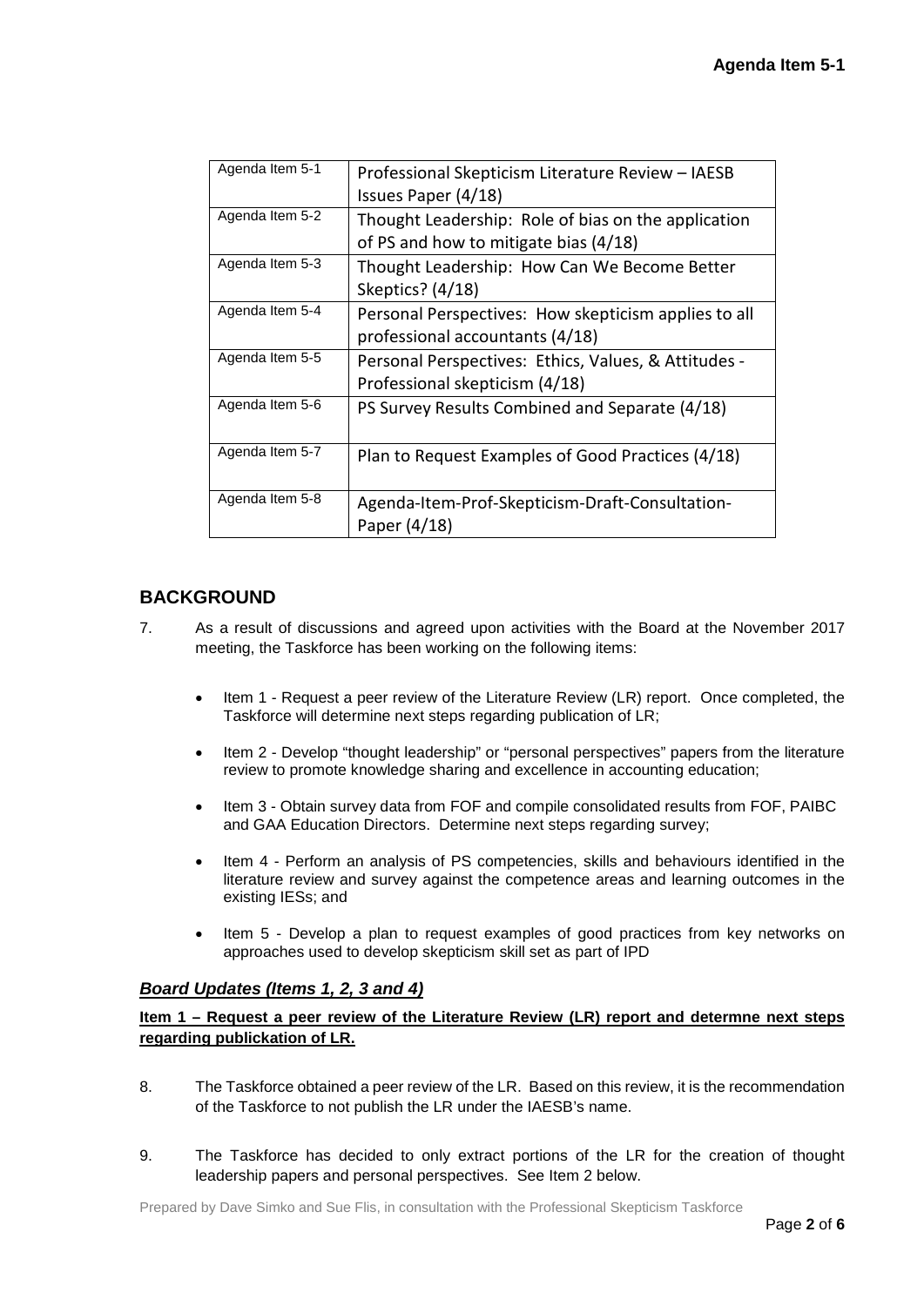| Agenda Item 5-1 | Professional Skepticism Literature Review – IAESB Issues Paper (4/18) |
| --- | --- |
| Agenda Item 5-2 | Thought Leadership: Role of bias on the application of PS and how to mitigate bias (4/18) |
| Agenda Item 5-3 | Thought Leadership: How Can We Become Better Skeptics? (4/18) |
| Agenda Item 5-4 | Personal Perspectives: How skepticism applies to all professional accountants (4/18) |
| Agenda Item 5-5 | Personal Perspectives: Ethics, Values, & Attitudes - Professional skepticism (4/18) |
| Agenda Item 5-6 | PS Survey Results Combined and Separate (4/18) |
| Agenda Item 5-7 | Plan to Request Examples of Good Practices (4/18) |
| Agenda Item 5-8 | Agenda-Item-Prof-Skepticism-Draft-Consultation-Paper (4/18) |

## BACKGROUND

7. As a result of discussions and agreed upon activities with the Board at the November 2017 meeting, the Taskforce has been working on the following items:

   - Item 1 - Request a peer review of the Literature Review (LR) report. Once completed, the Taskforce will determine next steps regarding publication of LR;
   - Item 2 - Develop "thought leadership" or "personal perspectives" papers from the literature review to promote knowledge sharing and excellence in accounting education;
   - Item 3 - Obtain survey data from FOF and compile consolidated results from FOF, PAIBC and GAA Education Directors. Determine next steps regarding survey;
   - Item 4 - Perform an analysis of PS competencies, skills and behaviours identified in the literature review and survey against the competence areas and learning outcomes in the existing IESs; and
   - Item 5 - Develop a plan to request examples of good practices from key networks on approaches used to develop skepticism skill set as part of IPD

### ***Board Updates (Items 1, 2, 3 and 4)***

**Item 1 – Request a peer review of the Literature Review (LR) report and determne next steps regarding publickation of LR.**

8. The Taskforce obtained a peer review of the LR. Based on this review, it is the recommendation of the Taskforce to not publish the LR under the IAESB's name.

9. The Taskforce has decided to only extract portions of the LR for the creation of thought leadership papers and personal perspectives. See Item 2 below.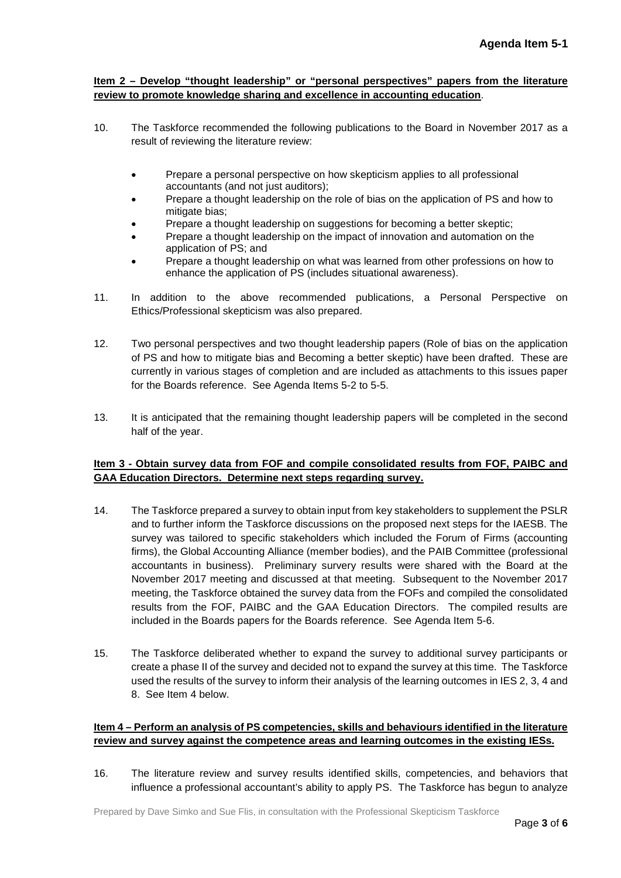**Item 2 – Develop "thought leadership" or "personal perspectives" papers from the literature review to promote knowledge sharing and excellence in accounting education**.

10. The Taskforce recommended the following publications to the Board in November 2017 as a result of reviewing the literature review:

    - Prepare a personal perspective on how skepticism applies to all professional accountants (and not just auditors);
    - Prepare a thought leadership on the role of bias on the application of PS and how to mitigate bias;
    - Prepare a thought leadership on suggestions for becoming a better skeptic;
    - Prepare a thought leadership on the impact of innovation and automation on the application of PS; and
    - Prepare a thought leadership on what was learned from other professions on how to enhance the application of PS (includes situational awareness).

11. In addition to the above recommended publications, a Personal Perspective on Ethics/Professional skepticism was also prepared.

12. Two personal perspectives and two thought leadership papers (Role of bias on the application of PS and how to mitigate bias and Becoming a better skeptic) have been drafted. These are currently in various stages of completion and are included as attachments to this issues paper for the Boards reference. See Agenda Items 5-2 to 5-5.

13. It is anticipated that the remaining thought leadership papers will be completed in the second half of the year.

**Item 3 - Obtain survey data from FOF and compile consolidated results from FOF, PAIBC and GAA Education Directors. Determine next steps regarding survey.**

14. The Taskforce prepared a survey to obtain input from key stakeholders to supplement the PSLR and to further inform the Taskforce discussions on the proposed next steps for the IAESB. The survey was tailored to specific stakeholders which included the Forum of Firms (accounting firms), the Global Accounting Alliance (member bodies), and the PAIB Committee (professional accountants in business). Preliminary survery results were shared with the Board at the November 2017 meeting and discussed at that meeting. Subsequent to the November 2017 meeting, the Taskforce obtained the survey data from the FOFs and compiled the consolidated results from the FOF, PAIBC and the GAA Education Directors. The compiled results are included in the Boards papers for the Boards reference. See Agenda Item 5-6.

15. The Taskforce deliberated whether to expand the survey to additional survey participants or create a phase II of the survey and decided not to expand the survey at this time. The Taskforce used the results of the survey to inform their analysis of the learning outcomes in IES 2, 3, 4 and 8. See Item 4 below.

**Item 4 – Perform an analysis of PS competencies, skills and behaviours identified in the literature review and survey against the competence areas and learning outcomes in the existing IESs.**

16. The literature review and survey results identified skills, competencies, and behaviors that influence a professional accountant's ability to apply PS. The Taskforce has begun to analyze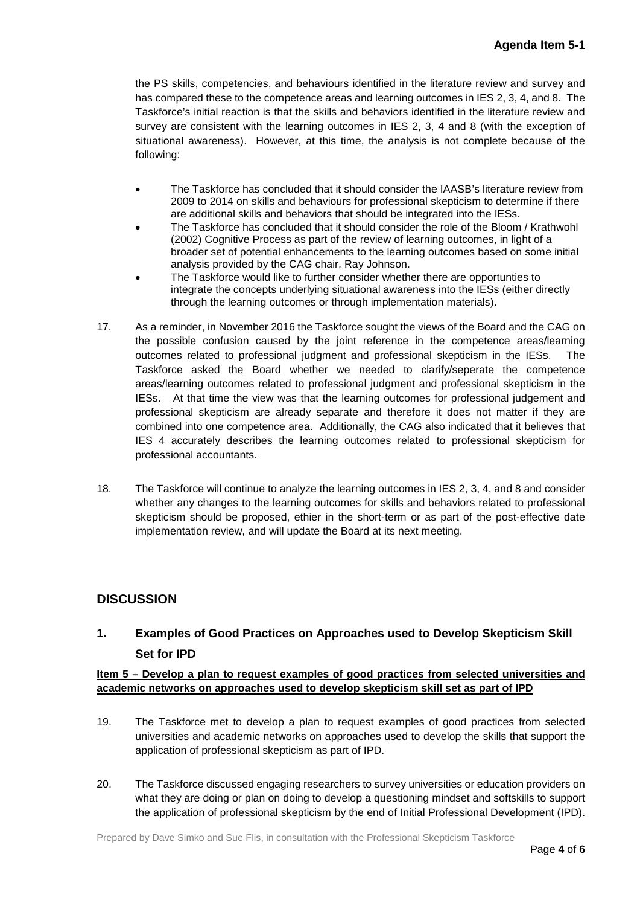the PS skills, competencies, and behaviours identified in the literature review and survey and has compared these to the competence areas and learning outcomes in IES 2, 3, 4, and 8. The Taskforce's initial reaction is that the skills and behaviors identified in the literature review and survey are consistent with the learning outcomes in IES 2, 3, 4 and 8 (with the exception of situational awareness). However, at this time, the analysis is not complete because of the following:

- The Taskforce has concluded that it should consider the IAASB's literature review from 2009 to 2014 on skills and behaviours for professional skepticism to determine if there are additional skills and behaviors that should be integrated into the IESs.
- The Taskforce has concluded that it should consider the role of the Bloom / Krathwohl (2002) Cognitive Process as part of the review of learning outcomes, in light of a broader set of potential enhancements to the learning outcomes based on some initial analysis provided by the CAG chair, Ray Johnson.
- The Taskforce would like to further consider whether there are opportunties to integrate the concepts underlying situational awareness into the IESs (either directly through the learning outcomes or through implementation materials).

17. As a reminder, in November 2016 the Taskforce sought the views of the Board and the CAG on the possible confusion caused by the joint reference in the competence areas/learning outcomes related to professional judgment and professional skepticism in the IESs. The Taskforce asked the Board whether we needed to clarify/seperate the competence areas/learning outcomes related to professional judgment and professional skepticism in the IESs. At that time the view was that the learning outcomes for professional judgement and professional skepticism are already separate and therefore it does not matter if they are combined into one competence area. Additionally, the CAG also indicated that it believes that IES 4 accurately describes the learning outcomes related to professional skepticism for professional accountants.

18. The Taskforce will continue to analyze the learning outcomes in IES 2, 3, 4, and 8 and consider whether any changes to the learning outcomes for skills and behaviors related to professional skepticism should be proposed, ethier in the short-term or as part of the post-effective date implementation review, and will update the Board at its next meeting.

## DISCUSSION

### 1. Examples of Good Practices on Approaches used to Develop Skepticism Skill Set for IPD

**Item 5 – Develop a plan to request examples of good practices from selected universities and academic networks on approaches used to develop skepticism skill set as part of IPD**

19. The Taskforce met to develop a plan to request examples of good practices from selected universities and academic networks on approaches used to develop the skills that support the application of professional skepticism as part of IPD.

20. The Taskforce discussed engaging researchers to survey universities or education providers on what they are doing or plan on doing to develop a questioning mindset and softskills to support the application of professional skepticism by the end of Initial Professional Development (IPD).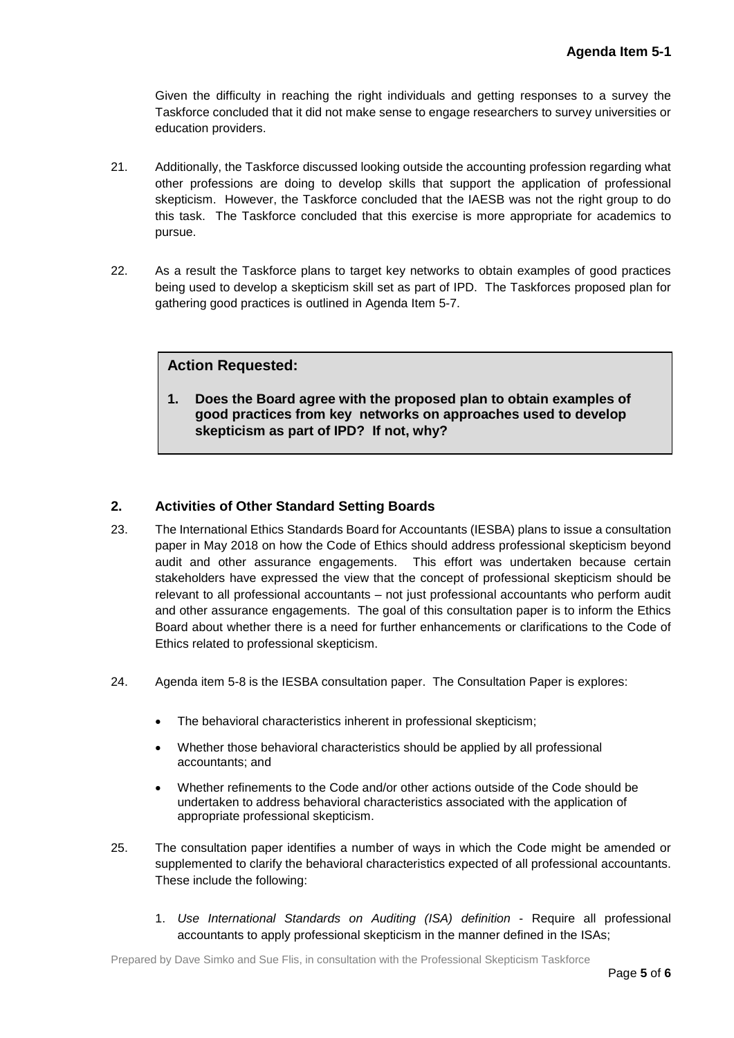Given the difficulty in reaching the right individuals and getting responses to a survey the Taskforce concluded that it did not make sense to engage researchers to survey universities or education providers.

21. Additionally, the Taskforce discussed looking outside the accounting profession regarding what other professions are doing to develop skills that support the application of professional skepticism. However, the Taskforce concluded that the IAESB was not the right group to do this task. The Taskforce concluded that this exercise is more appropriate for academics to pursue.

22. As a result the Taskforce plans to target key networks to obtain examples of good practices being used to develop a skepticism skill set as part of IPD. The Taskforces proposed plan for gathering good practices is outlined in Agenda Item 5-7.

> **Action Requested:**
>
> **1. Does the Board agree with the proposed plan to obtain examples of good practices from key networks on approaches used to develop skepticism as part of IPD? If not, why?**

## 2. Activities of Other Standard Setting Boards

23. The International Ethics Standards Board for Accountants (IESBA) plans to issue a consultation paper in May 2018 on how the Code of Ethics should address professional skepticism beyond audit and other assurance engagements. This effort was undertaken because certain stakeholders have expressed the view that the concept of professional skepticism should be relevant to all professional accountants – not just professional accountants who perform audit and other assurance engagements. The goal of this consultation paper is to inform the Ethics Board about whether there is a need for further enhancements or clarifications to the Code of Ethics related to professional skepticism.

24. Agenda item 5-8 is the IESBA consultation paper. The Consultation Paper is explores:

    - The behavioral characteristics inherent in professional skepticism;
    - Whether those behavioral characteristics should be applied by all professional accountants; and
    - Whether refinements to the Code and/or other actions outside of the Code should be undertaken to address behavioral characteristics associated with the application of appropriate professional skepticism.

25. The consultation paper identifies a number of ways in which the Code might be amended or supplemented to clarify the behavioral characteristics expected of all professional accountants. These include the following:

    1. *Use International Standards on Auditing (ISA) definition* - Require all professional accountants to apply professional skepticism in the manner defined in the ISAs;

Prepared by Dave Simko and Sue Flis, in consultation with the Professional Skepticism Taskforce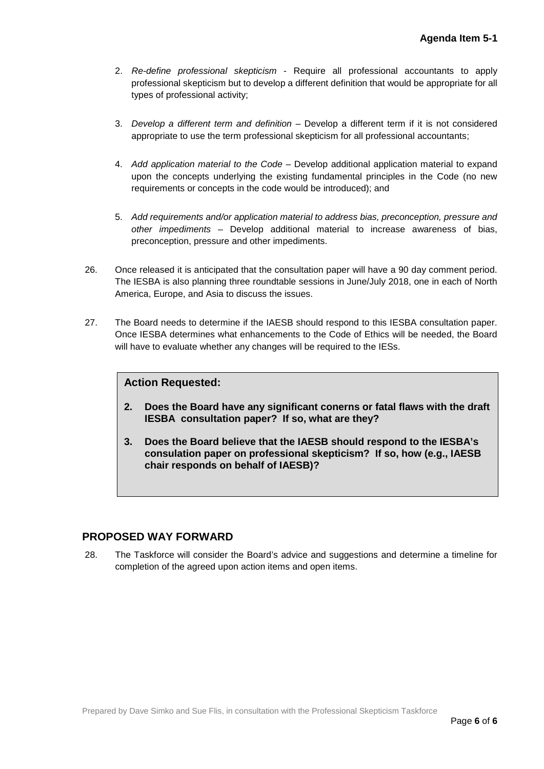2. *Re-define professional skepticism* - Require all professional accountants to apply professional skepticism but to develop a different definition that would be appropriate for all types of professional activity;

3. *Develop a different term and definition* – Develop a different term if it is not considered appropriate to use the term professional skepticism for all professional accountants;

4. *Add application material to the Code* – Develop additional application material to expand upon the concepts underlying the existing fundamental principles in the Code (no new requirements or concepts in the code would be introduced); and

5. *Add requirements and/or application material to address bias, preconception, pressure and other impediments* – Develop additional material to increase awareness of bias, preconception, pressure and other impediments.

26. Once released it is anticipated that the consultation paper will have a 90 day comment period. The IESBA is also planning three roundtable sessions in June/July 2018, one in each of North America, Europe, and Asia to discuss the issues.

27. The Board needs to determine if the IAESB should respond to this IESBA consultation paper. Once IESBA determines what enhancements to the Code of Ethics will be needed, the Board will have to evaluate whether any changes will be required to the IESs.

**Action Requested:**

**2. Does the Board have any significant conerns or fatal flaws with the draft IESBA consultation paper? If so, what are they?**

**3. Does the Board believe that the IAESB should respond to the IESBA's consulation paper on professional skepticism? If so, how (e.g., IAESB chair responds on behalf of IAESB)?**

## PROPOSED WAY FORWARD

28. The Taskforce will consider the Board's advice and suggestions and determine a timeline for completion of the agreed upon action items and open items.

Prepared by Dave Simko and Sue Flis, in consultation with the Professional Skepticism Taskforce